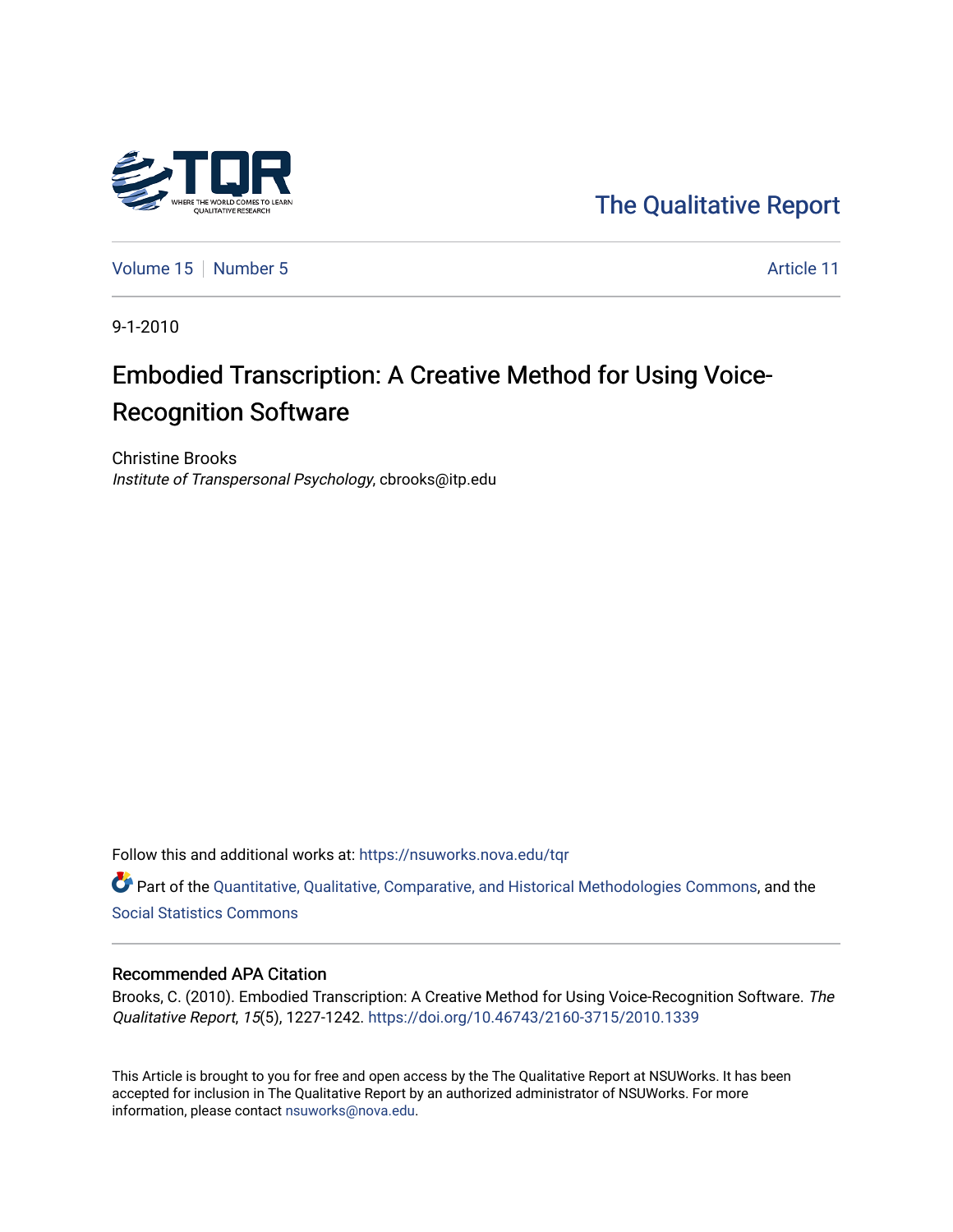The Qualitative Report

Volume 15 | Number 5 | Article 11

9-1-2010

# Embodied Transcription: A Creative Method for Using Voice-Recognition Software

Christine Brooks
*Institute of Transpersonal Psychology*, cbrooks@itp.edu

Follow this and additional works at: https://nsuworks.nova.edu/tqr

Part of the Quantitative, Qualitative, Comparative, and Historical Methodologies Commons, and the Social Statistics Commons

## Recommended APA Citation

Brooks, C. (2010). Embodied Transcription: A Creative Method for Using Voice-Recognition Software. *The Qualitative Report*, *15*(5), 1227-1242. https://doi.org/10.46743/2160-3715/2010.1339

This Article is brought to you for free and open access by the The Qualitative Report at NSUWorks. It has been accepted for inclusion in The Qualitative Report by an authorized administrator of NSUWorks. For more information, please contact nsuworks@nova.edu.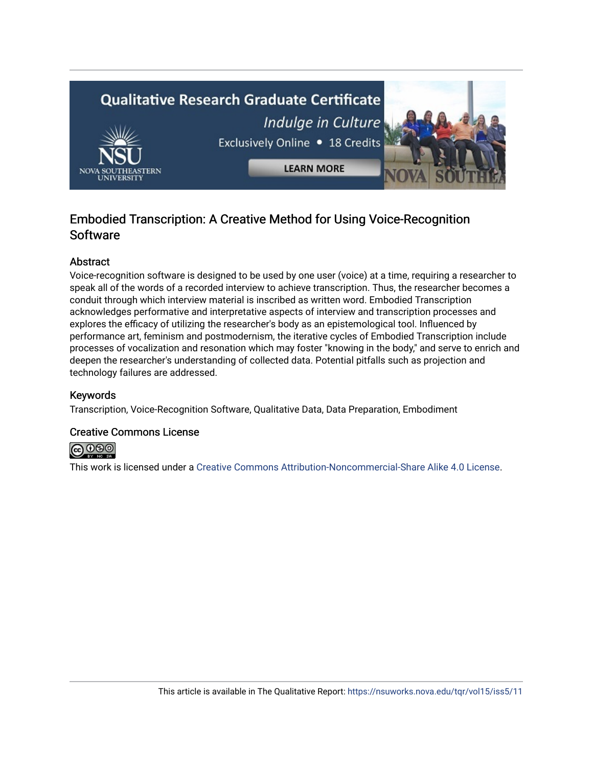# Embodied Transcription: A Creative Method for Using Voice-Recognition Software

## Abstract

Voice-recognition software is designed to be used by one user (voice) at a time, requiring a researcher to speak all of the words of a recorded interview to achieve transcription. Thus, the researcher becomes a conduit through which interview material is inscribed as written word. Embodied Transcription acknowledges performative and interpretative aspects of interview and transcription processes and explores the efficacy of utilizing the researcher's body as an epistemological tool. Influenced by performance art, feminism and postmodernism, the iterative cycles of Embodied Transcription include processes of vocalization and resonation which may foster "knowing in the body," and serve to enrich and deepen the researcher's understanding of collected data. Potential pitfalls such as projection and technology failures are addressed.

## Keywords

Transcription, Voice-Recognition Software, Qualitative Data, Data Preparation, Embodiment

## Creative Commons License

This work is licensed under a Creative Commons Attribution-Noncommercial-Share Alike 4.0 License.

This article is available in The Qualitative Report: https://nsuworks.nova.edu/tqr/vol15/iss5/11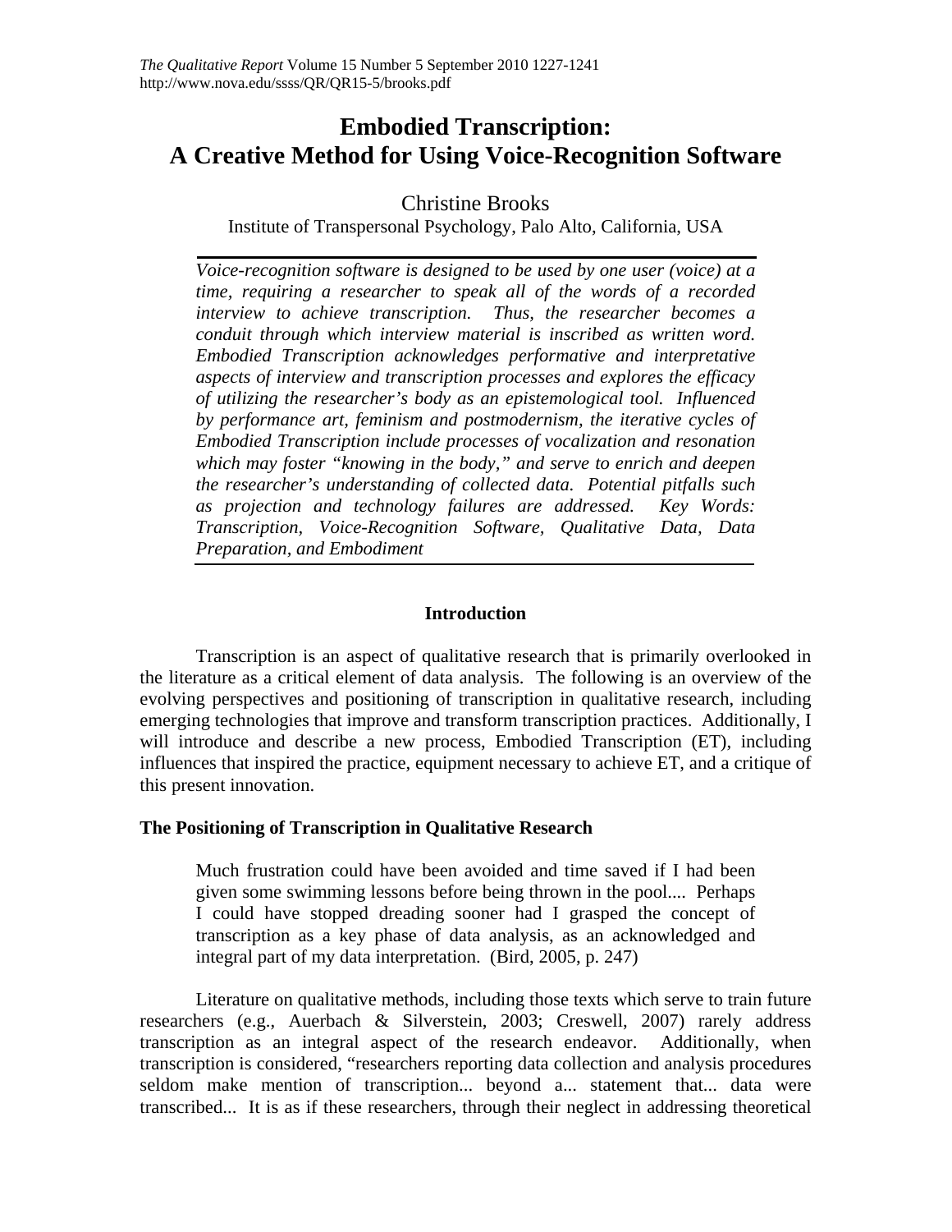# Embodied Transcription: A Creative Method for Using Voice-Recognition Software

Christine Brooks

Institute of Transpersonal Psychology, Palo Alto, California, USA

*Voice-recognition software is designed to be used by one user (voice) at a time, requiring a researcher to speak all of the words of a recorded interview to achieve transcription. Thus, the researcher becomes a conduit through which interview material is inscribed as written word. Embodied Transcription acknowledges performative and interpretative aspects of interview and transcription processes and explores the efficacy of utilizing the researcher's body as an epistemological tool. Influenced by performance art, feminism and postmodernism, the iterative cycles of Embodied Transcription include processes of vocalization and resonation which may foster "knowing in the body," and serve to enrich and deepen the researcher's understanding of collected data. Potential pitfalls such as projection and technology failures are addressed. Key Words: Transcription, Voice-Recognition Software, Qualitative Data, Data Preparation, and Embodiment*

## Introduction

Transcription is an aspect of qualitative research that is primarily overlooked in the literature as a critical element of data analysis. The following is an overview of the evolving perspectives and positioning of transcription in qualitative research, including emerging technologies that improve and transform transcription practices. Additionally, I will introduce and describe a new process, Embodied Transcription (ET), including influences that inspired the practice, equipment necessary to achieve ET, and a critique of this present innovation.

### The Positioning of Transcription in Qualitative Research

> Much frustration could have been avoided and time saved if I had been given some swimming lessons before being thrown in the pool.... Perhaps I could have stopped dreading sooner had I grasped the concept of transcription as a key phase of data analysis, as an acknowledged and integral part of my data interpretation. (Bird, 2005, p. 247)

Literature on qualitative methods, including those texts which serve to train future researchers (e.g., Auerbach & Silverstein, 2003; Creswell, 2007) rarely address transcription as an integral aspect of the research endeavor. Additionally, when transcription is considered, "researchers reporting data collection and analysis procedures seldom make mention of transcription... beyond a... statement that... data were transcribed... It is as if these researchers, through their neglect in addressing theoretical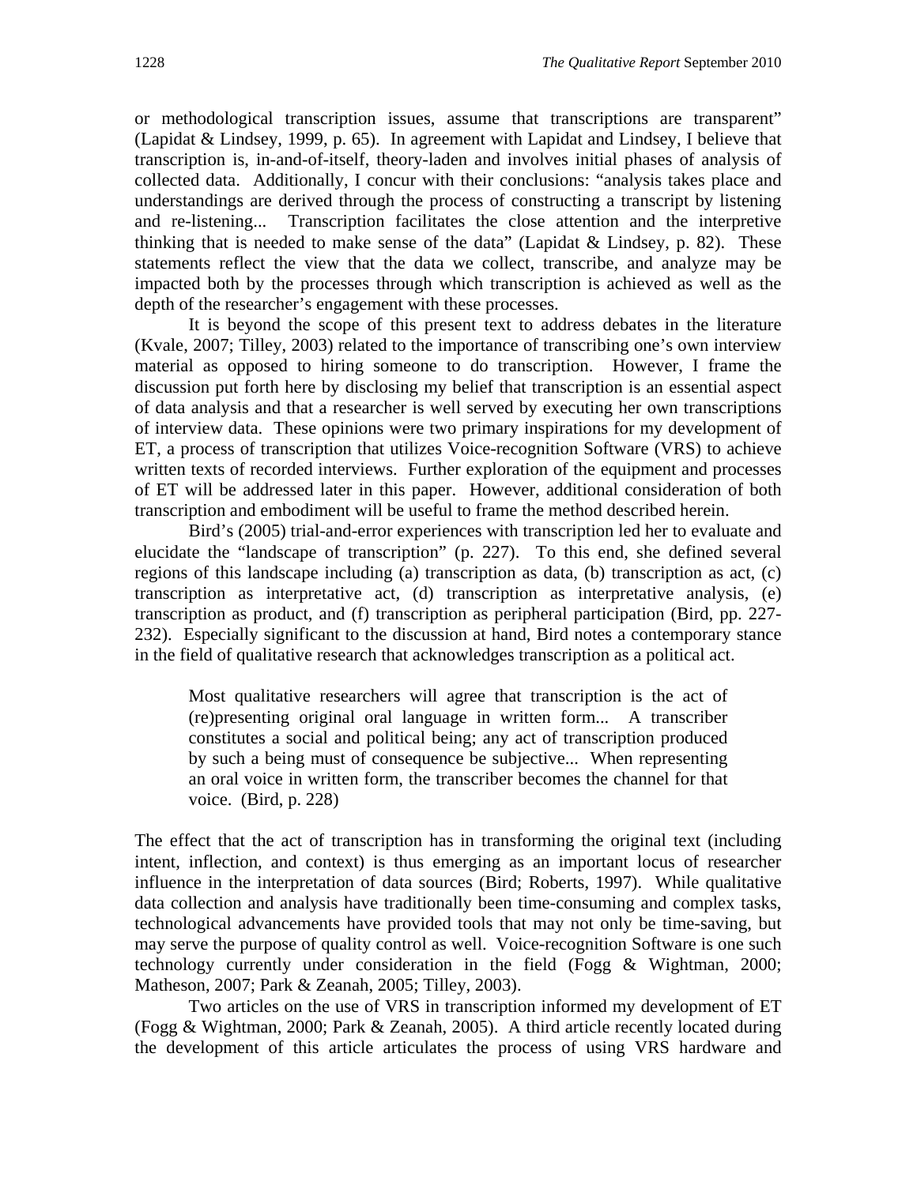or methodological transcription issues, assume that transcriptions are transparent" (Lapidat & Lindsey, 1999, p. 65). In agreement with Lapidat and Lindsey, I believe that transcription is, in-and-of-itself, theory-laden and involves initial phases of analysis of collected data. Additionally, I concur with their conclusions: "analysis takes place and understandings are derived through the process of constructing a transcript by listening and re-listening... Transcription facilitates the close attention and the interpretive thinking that is needed to make sense of the data" (Lapidat & Lindsey, p. 82). These statements reflect the view that the data we collect, transcribe, and analyze may be impacted both by the processes through which transcription is achieved as well as the depth of the researcher's engagement with these processes.

It is beyond the scope of this present text to address debates in the literature (Kvale, 2007; Tilley, 2003) related to the importance of transcribing one's own interview material as opposed to hiring someone to do transcription. However, I frame the discussion put forth here by disclosing my belief that transcription is an essential aspect of data analysis and that a researcher is well served by executing her own transcriptions of interview data. These opinions were two primary inspirations for my development of ET, a process of transcription that utilizes Voice-recognition Software (VRS) to achieve written texts of recorded interviews. Further exploration of the equipment and processes of ET will be addressed later in this paper. However, additional consideration of both transcription and embodiment will be useful to frame the method described herein.

Bird's (2005) trial-and-error experiences with transcription led her to evaluate and elucidate the "landscape of transcription" (p. 227). To this end, she defined several regions of this landscape including (a) transcription as data, (b) transcription as act, (c) transcription as interpretative act, (d) transcription as interpretative analysis, (e) transcription as product, and (f) transcription as peripheral participation (Bird, pp. 227-232). Especially significant to the discussion at hand, Bird notes a contemporary stance in the field of qualitative research that acknowledges transcription as a political act.

> Most qualitative researchers will agree that transcription is the act of (re)presenting original oral language in written form... A transcriber constitutes a social and political being; any act of transcription produced by such a being must of consequence be subjective... When representing an oral voice in written form, the transcriber becomes the channel for that voice. (Bird, p. 228)

The effect that the act of transcription has in transforming the original text (including intent, inflection, and context) is thus emerging as an important locus of researcher influence in the interpretation of data sources (Bird; Roberts, 1997). While qualitative data collection and analysis have traditionally been time-consuming and complex tasks, technological advancements have provided tools that may not only be time-saving, but may serve the purpose of quality control as well. Voice-recognition Software is one such technology currently under consideration in the field (Fogg & Wightman, 2000; Matheson, 2007; Park & Zeanah, 2005; Tilley, 2003).

Two articles on the use of VRS in transcription informed my development of ET (Fogg & Wightman, 2000; Park & Zeanah, 2005). A third article recently located during the development of this article articulates the process of using VRS hardware and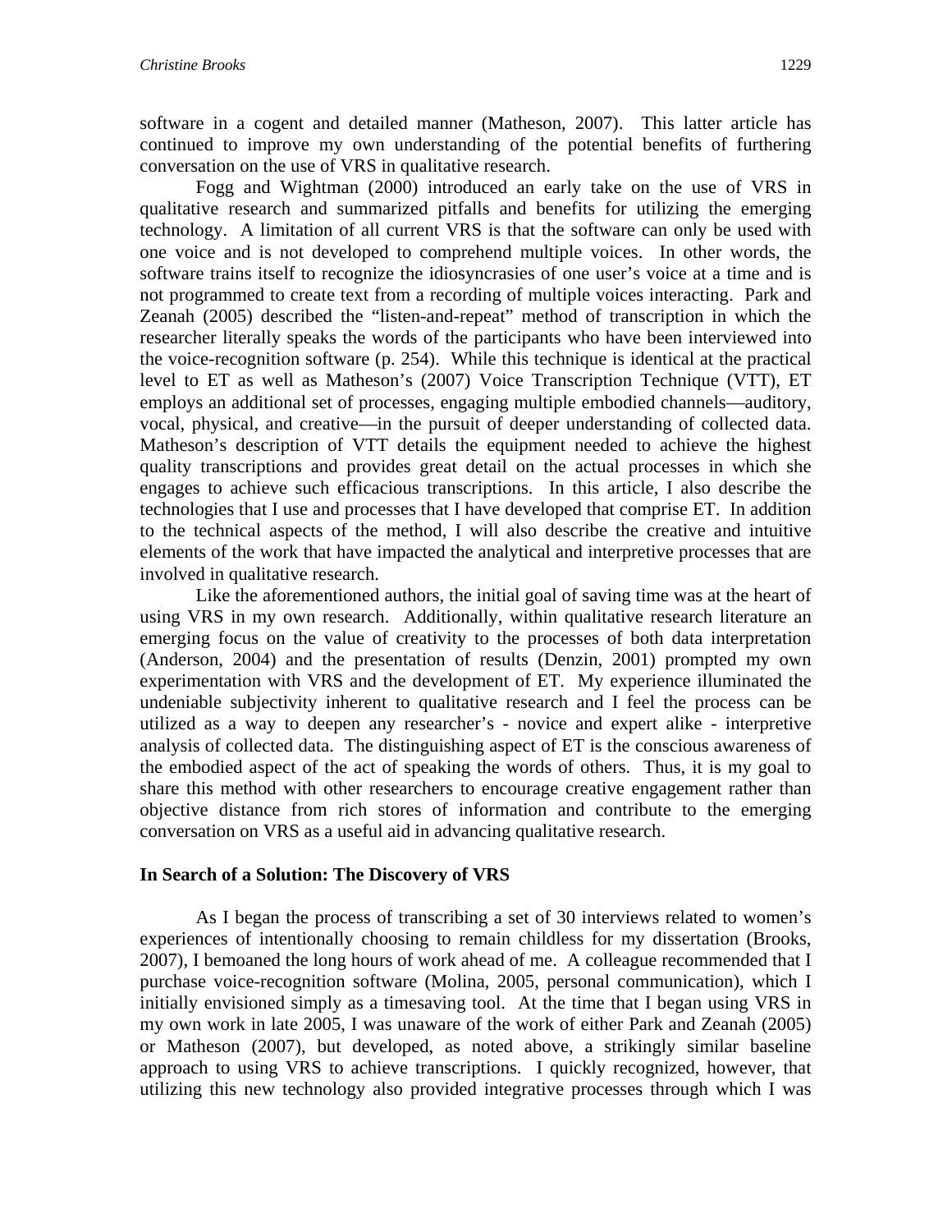software in a cogent and detailed manner (Matheson, 2007). This latter article has continued to improve my own understanding of the potential benefits of furthering conversation on the use of VRS in qualitative research.

Fogg and Wightman (2000) introduced an early take on the use of VRS in qualitative research and summarized pitfalls and benefits for utilizing the emerging technology. A limitation of all current VRS is that the software can only be used with one voice and is not developed to comprehend multiple voices. In other words, the software trains itself to recognize the idiosyncrasies of one user's voice at a time and is not programmed to create text from a recording of multiple voices interacting. Park and Zeanah (2005) described the "listen-and-repeat" method of transcription in which the researcher literally speaks the words of the participants who have been interviewed into the voice-recognition software (p. 254). While this technique is identical at the practical level to ET as well as Matheson's (2007) Voice Transcription Technique (VTT), ET employs an additional set of processes, engaging multiple embodied channels—auditory, vocal, physical, and creative—in the pursuit of deeper understanding of collected data. Matheson's description of VTT details the equipment needed to achieve the highest quality transcriptions and provides great detail on the actual processes in which she engages to achieve such efficacious transcriptions. In this article, I also describe the technologies that I use and processes that I have developed that comprise ET. In addition to the technical aspects of the method, I will also describe the creative and intuitive elements of the work that have impacted the analytical and interpretive processes that are involved in qualitative research.

Like the aforementioned authors, the initial goal of saving time was at the heart of using VRS in my own research. Additionally, within qualitative research literature an emerging focus on the value of creativity to the processes of both data interpretation (Anderson, 2004) and the presentation of results (Denzin, 2001) prompted my own experimentation with VRS and the development of ET. My experience illuminated the undeniable subjectivity inherent to qualitative research and I feel the process can be utilized as a way to deepen any researcher's - novice and expert alike - interpretive analysis of collected data. The distinguishing aspect of ET is the conscious awareness of the embodied aspect of the act of speaking the words of others. Thus, it is my goal to share this method with other researchers to encourage creative engagement rather than objective distance from rich stores of information and contribute to the emerging conversation on VRS as a useful aid in advancing qualitative research.

## In Search of a Solution: The Discovery of VRS

As I began the process of transcribing a set of 30 interviews related to women's experiences of intentionally choosing to remain childless for my dissertation (Brooks, 2007), I bemoaned the long hours of work ahead of me. A colleague recommended that I purchase voice-recognition software (Molina, 2005, personal communication), which I initially envisioned simply as a timesaving tool. At the time that I began using VRS in my own work in late 2005, I was unaware of the work of either Park and Zeanah (2005) or Matheson (2007), but developed, as noted above, a strikingly similar baseline approach to using VRS to achieve transcriptions. I quickly recognized, however, that utilizing this new technology also provided integrative processes through which I was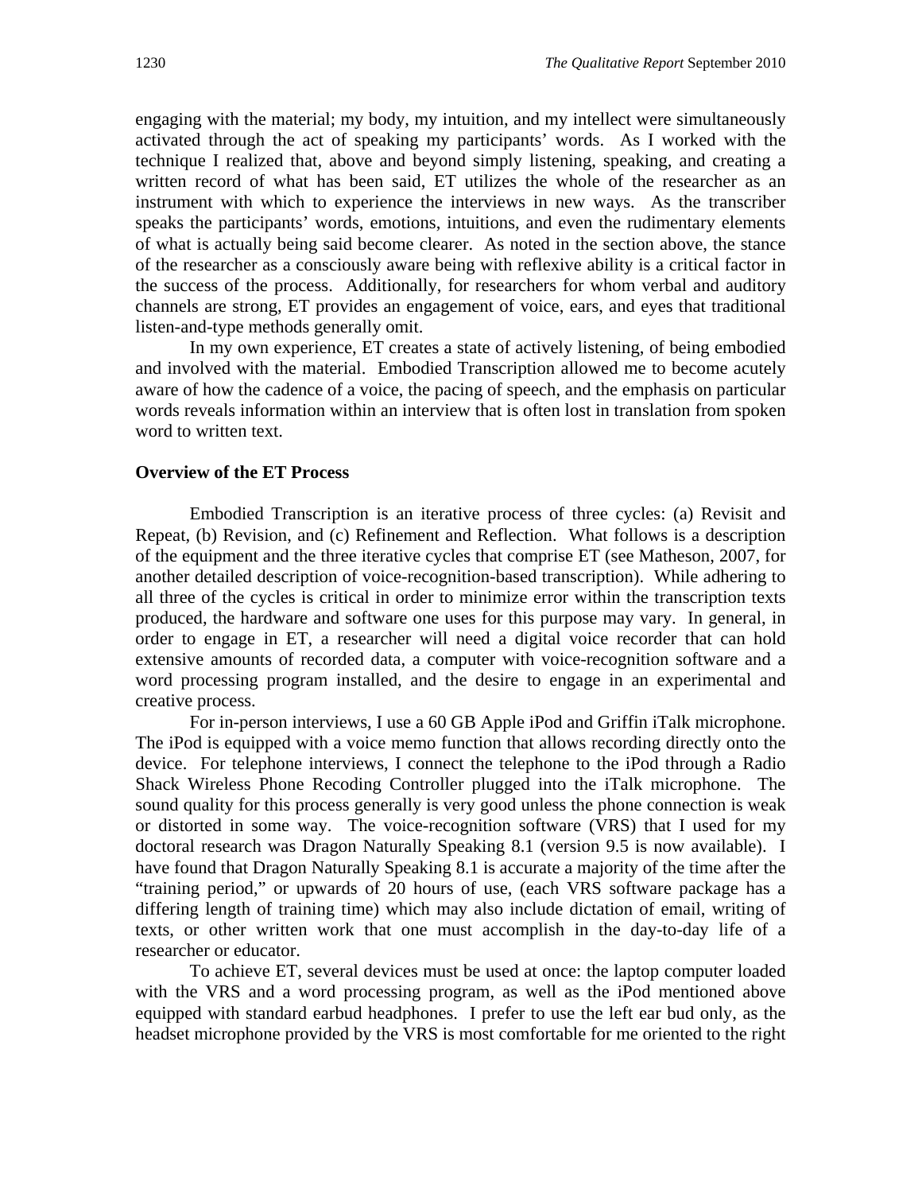engaging with the material; my body, my intuition, and my intellect were simultaneously activated through the act of speaking my participants' words. As I worked with the technique I realized that, above and beyond simply listening, speaking, and creating a written record of what has been said, ET utilizes the whole of the researcher as an instrument with which to experience the interviews in new ways. As the transcriber speaks the participants' words, emotions, intuitions, and even the rudimentary elements of what is actually being said become clearer. As noted in the section above, the stance of the researcher as a consciously aware being with reflexive ability is a critical factor in the success of the process. Additionally, for researchers for whom verbal and auditory channels are strong, ET provides an engagement of voice, ears, and eyes that traditional listen-and-type methods generally omit.

In my own experience, ET creates a state of actively listening, of being embodied and involved with the material. Embodied Transcription allowed me to become acutely aware of how the cadence of a voice, the pacing of speech, and the emphasis on particular words reveals information within an interview that is often lost in translation from spoken word to written text.

**Overview of the ET Process**

Embodied Transcription is an iterative process of three cycles: (a) Revisit and Repeat, (b) Revision, and (c) Refinement and Reflection. What follows is a description of the equipment and the three iterative cycles that comprise ET (see Matheson, 2007, for another detailed description of voice-recognition-based transcription). While adhering to all three of the cycles is critical in order to minimize error within the transcription texts produced, the hardware and software one uses for this purpose may vary. In general, in order to engage in ET, a researcher will need a digital voice recorder that can hold extensive amounts of recorded data, a computer with voice-recognition software and a word processing program installed, and the desire to engage in an experimental and creative process.

For in-person interviews, I use a 60 GB Apple iPod and Griffin iTalk microphone. The iPod is equipped with a voice memo function that allows recording directly onto the device. For telephone interviews, I connect the telephone to the iPod through a Radio Shack Wireless Phone Recoding Controller plugged into the iTalk microphone. The sound quality for this process generally is very good unless the phone connection is weak or distorted in some way. The voice-recognition software (VRS) that I used for my doctoral research was Dragon Naturally Speaking 8.1 (version 9.5 is now available). I have found that Dragon Naturally Speaking 8.1 is accurate a majority of the time after the "training period," or upwards of 20 hours of use, (each VRS software package has a differing length of training time) which may also include dictation of email, writing of texts, or other written work that one must accomplish in the day-to-day life of a researcher or educator.

To achieve ET, several devices must be used at once: the laptop computer loaded with the VRS and a word processing program, as well as the iPod mentioned above equipped with standard earbud headphones. I prefer to use the left ear bud only, as the headset microphone provided by the VRS is most comfortable for me oriented to the right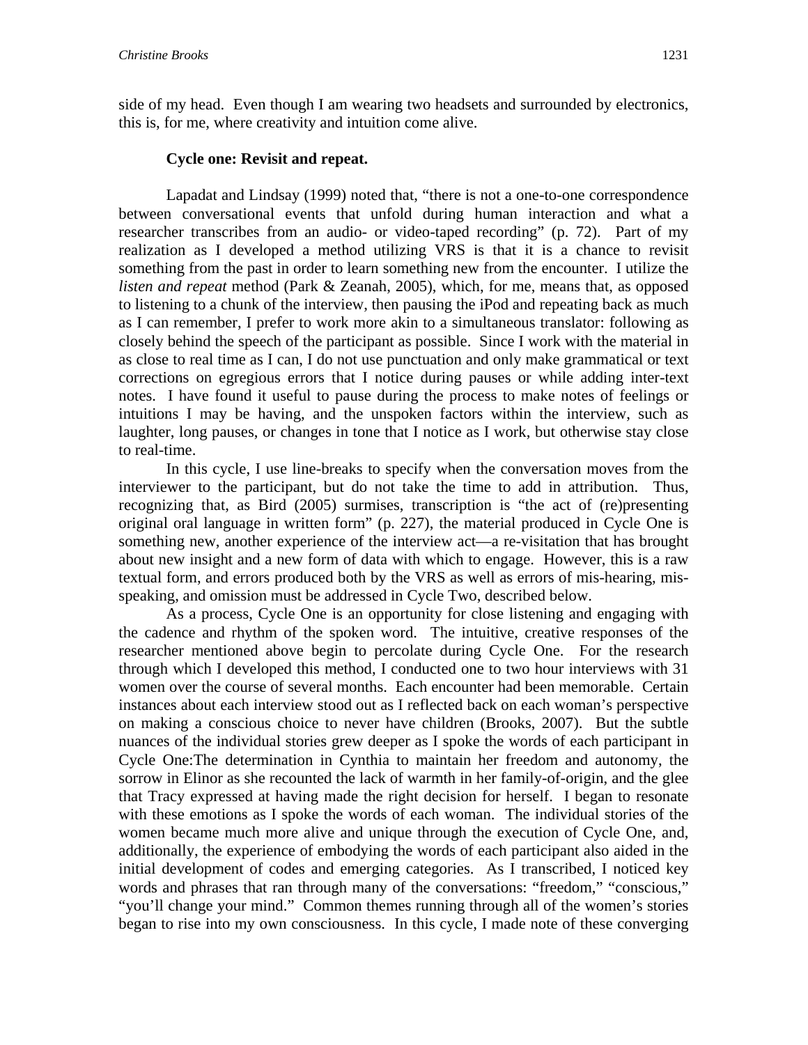side of my head. Even though I am wearing two headsets and surrounded by electronics, this is, for me, where creativity and intuition come alive.

**Cycle one: Revisit and repeat.**

Lapadat and Lindsay (1999) noted that, "there is not a one-to-one correspondence between conversational events that unfold during human interaction and what a researcher transcribes from an audio- or video-taped recording" (p. 72). Part of my realization as I developed a method utilizing VRS is that it is a chance to revisit something from the past in order to learn something new from the encounter. I utilize the *listen and repeat* method (Park & Zeanah, 2005), which, for me, means that, as opposed to listening to a chunk of the interview, then pausing the iPod and repeating back as much as I can remember, I prefer to work more akin to a simultaneous translator: following as closely behind the speech of the participant as possible. Since I work with the material in as close to real time as I can, I do not use punctuation and only make grammatical or text corrections on egregious errors that I notice during pauses or while adding inter-text notes. I have found it useful to pause during the process to make notes of feelings or intuitions I may be having, and the unspoken factors within the interview, such as laughter, long pauses, or changes in tone that I notice as I work, but otherwise stay close to real-time.

In this cycle, I use line-breaks to specify when the conversation moves from the interviewer to the participant, but do not take the time to add in attribution. Thus, recognizing that, as Bird (2005) surmises, transcription is "the act of (re)presenting original oral language in written form" (p. 227), the material produced in Cycle One is something new, another experience of the interview act—a re-visitation that has brought about new insight and a new form of data with which to engage. However, this is a raw textual form, and errors produced both by the VRS as well as errors of mis-hearing, mis-speaking, and omission must be addressed in Cycle Two, described below.

As a process, Cycle One is an opportunity for close listening and engaging with the cadence and rhythm of the spoken word. The intuitive, creative responses of the researcher mentioned above begin to percolate during Cycle One. For the research through which I developed this method, I conducted one to two hour interviews with 31 women over the course of several months. Each encounter had been memorable. Certain instances about each interview stood out as I reflected back on each woman's perspective on making a conscious choice to never have children (Brooks, 2007). But the subtle nuances of the individual stories grew deeper as I spoke the words of each participant in Cycle One:The determination in Cynthia to maintain her freedom and autonomy, the sorrow in Elinor as she recounted the lack of warmth in her family-of-origin, and the glee that Tracy expressed at having made the right decision for herself. I began to resonate with these emotions as I spoke the words of each woman. The individual stories of the women became much more alive and unique through the execution of Cycle One, and, additionally, the experience of embodying the words of each participant also aided in the initial development of codes and emerging categories. As I transcribed, I noticed key words and phrases that ran through many of the conversations: "freedom," "conscious," "you'll change your mind." Common themes running through all of the women's stories began to rise into my own consciousness. In this cycle, I made note of these converging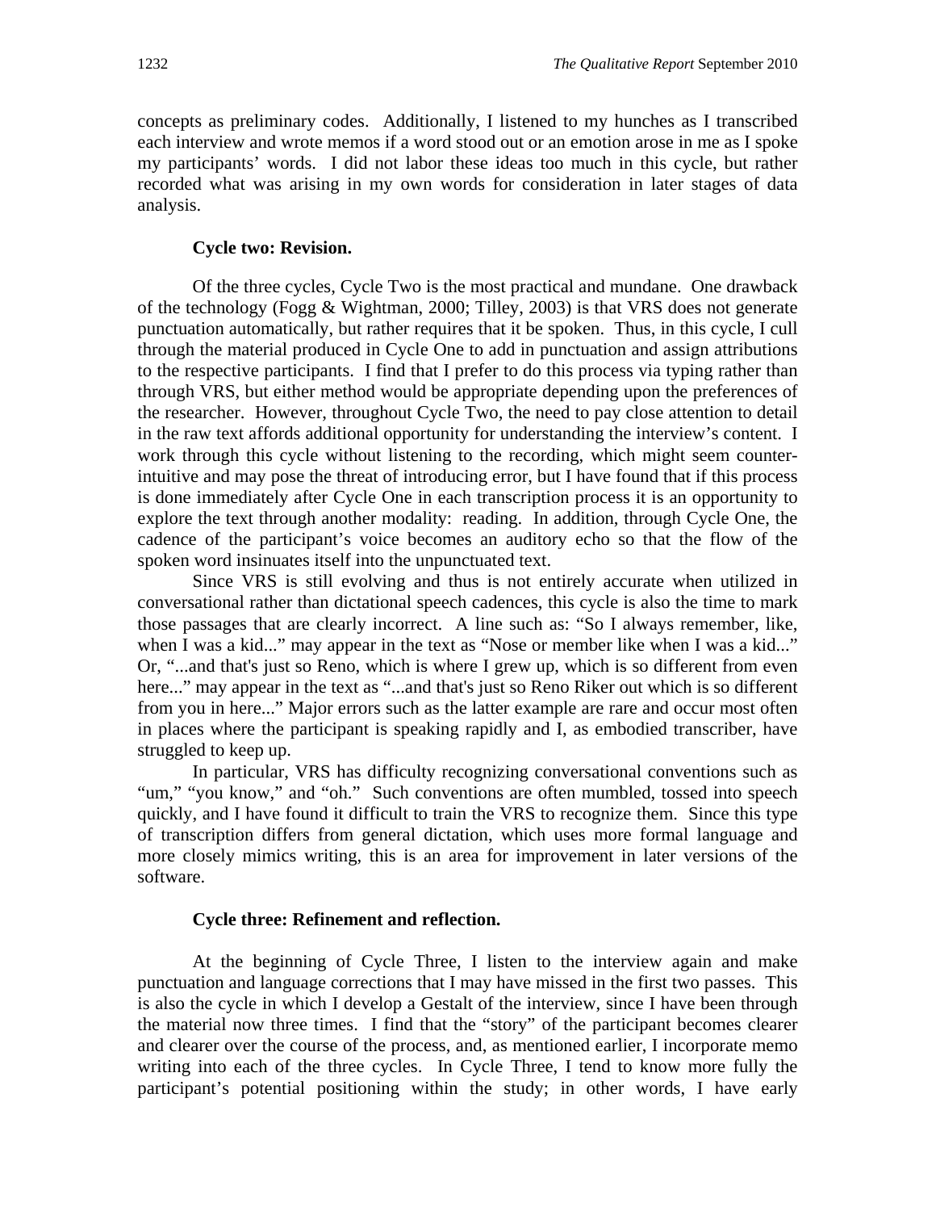concepts as preliminary codes. Additionally, I listened to my hunches as I transcribed each interview and wrote memos if a word stood out or an emotion arose in me as I spoke my participants' words. I did not labor these ideas too much in this cycle, but rather recorded what was arising in my own words for consideration in later stages of data analysis.

**Cycle two: Revision.**

Of the three cycles, Cycle Two is the most practical and mundane. One drawback of the technology (Fogg & Wightman, 2000; Tilley, 2003) is that VRS does not generate punctuation automatically, but rather requires that it be spoken. Thus, in this cycle, I cull through the material produced in Cycle One to add in punctuation and assign attributions to the respective participants. I find that I prefer to do this process via typing rather than through VRS, but either method would be appropriate depending upon the preferences of the researcher. However, throughout Cycle Two, the need to pay close attention to detail in the raw text affords additional opportunity for understanding the interview's content. I work through this cycle without listening to the recording, which might seem counter-intuitive and may pose the threat of introducing error, but I have found that if this process is done immediately after Cycle One in each transcription process it is an opportunity to explore the text through another modality: reading. In addition, through Cycle One, the cadence of the participant's voice becomes an auditory echo so that the flow of the spoken word insinuates itself into the unpunctuated text.

Since VRS is still evolving and thus is not entirely accurate when utilized in conversational rather than dictational speech cadences, this cycle is also the time to mark those passages that are clearly incorrect. A line such as: "So I always remember, like, when I was a kid..." may appear in the text as "Nose or member like when I was a kid..." Or, "...and that's just so Reno, which is where I grew up, which is so different from even here..." may appear in the text as "...and that's just so Reno Riker out which is so different from you in here..." Major errors such as the latter example are rare and occur most often in places where the participant is speaking rapidly and I, as embodied transcriber, have struggled to keep up.

In particular, VRS has difficulty recognizing conversational conventions such as "um," "you know," and "oh." Such conventions are often mumbled, tossed into speech quickly, and I have found it difficult to train the VRS to recognize them. Since this type of transcription differs from general dictation, which uses more formal language and more closely mimics writing, this is an area for improvement in later versions of the software.

**Cycle three: Refinement and reflection.**

At the beginning of Cycle Three, I listen to the interview again and make punctuation and language corrections that I may have missed in the first two passes. This is also the cycle in which I develop a Gestalt of the interview, since I have been through the material now three times. I find that the "story" of the participant becomes clearer and clearer over the course of the process, and, as mentioned earlier, I incorporate memo writing into each of the three cycles. In Cycle Three, I tend to know more fully the participant's potential positioning within the study; in other words, I have early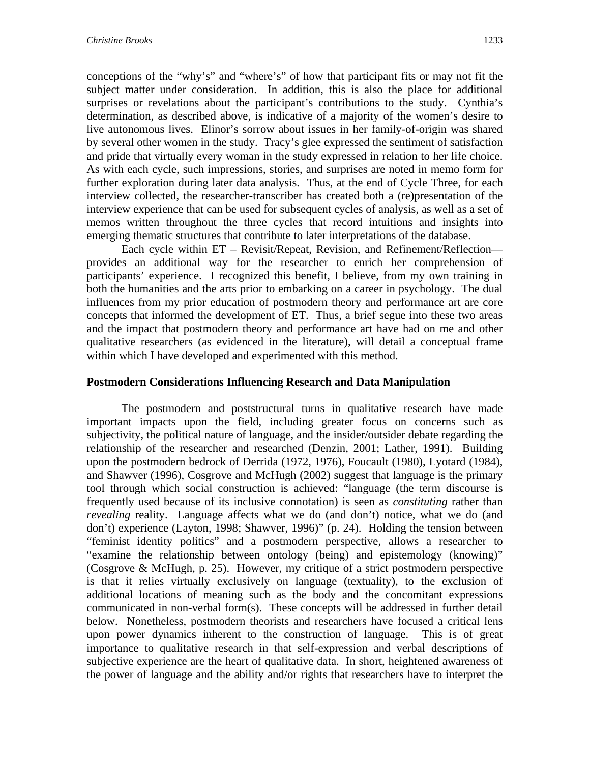conceptions of the "why's" and "where's" of how that participant fits or may not fit the subject matter under consideration. In addition, this is also the place for additional surprises or revelations about the participant's contributions to the study. Cynthia's determination, as described above, is indicative of a majority of the women's desire to live autonomous lives. Elinor's sorrow about issues in her family-of-origin was shared by several other women in the study. Tracy's glee expressed the sentiment of satisfaction and pride that virtually every woman in the study expressed in relation to her life choice. As with each cycle, such impressions, stories, and surprises are noted in memo form for further exploration during later data analysis. Thus, at the end of Cycle Three, for each interview collected, the researcher-transcriber has created both a (re)presentation of the interview experience that can be used for subsequent cycles of analysis, as well as a set of memos written throughout the three cycles that record intuitions and insights into emerging thematic structures that contribute to later interpretations of the database.

Each cycle within ET – Revisit/Repeat, Revision, and Refinement/Reflection—provides an additional way for the researcher to enrich her comprehension of participants' experience. I recognized this benefit, I believe, from my own training in both the humanities and the arts prior to embarking on a career in psychology. The dual influences from my prior education of postmodern theory and performance art are core concepts that informed the development of ET. Thus, a brief segue into these two areas and the impact that postmodern theory and performance art have had on me and other qualitative researchers (as evidenced in the literature), will detail a conceptual frame within which I have developed and experimented with this method.

### Postmodern Considerations Influencing Research and Data Manipulation

The postmodern and poststructural turns in qualitative research have made important impacts upon the field, including greater focus on concerns such as subjectivity, the political nature of language, and the insider/outsider debate regarding the relationship of the researcher and researched (Denzin, 2001; Lather, 1991). Building upon the postmodern bedrock of Derrida (1972, 1976), Foucault (1980), Lyotard (1984), and Shawver (1996), Cosgrove and McHugh (2002) suggest that language is the primary tool through which social construction is achieved: "language (the term discourse is frequently used because of its inclusive connotation) is seen as *constituting* rather than *revealing* reality. Language affects what we do (and don't) notice, what we do (and don't) experience (Layton, 1998; Shawver, 1996)" (p. 24). Holding the tension between "feminist identity politics" and a postmodern perspective, allows a researcher to "examine the relationship between ontology (being) and epistemology (knowing)" (Cosgrove & McHugh, p. 25). However, my critique of a strict postmodern perspective is that it relies virtually exclusively on language (textuality), to the exclusion of additional locations of meaning such as the body and the concomitant expressions communicated in non-verbal form(s). These concepts will be addressed in further detail below. Nonetheless, postmodern theorists and researchers have focused a critical lens upon power dynamics inherent to the construction of language. This is of great importance to qualitative research in that self-expression and verbal descriptions of subjective experience are the heart of qualitative data. In short, heightened awareness of the power of language and the ability and/or rights that researchers have to interpret the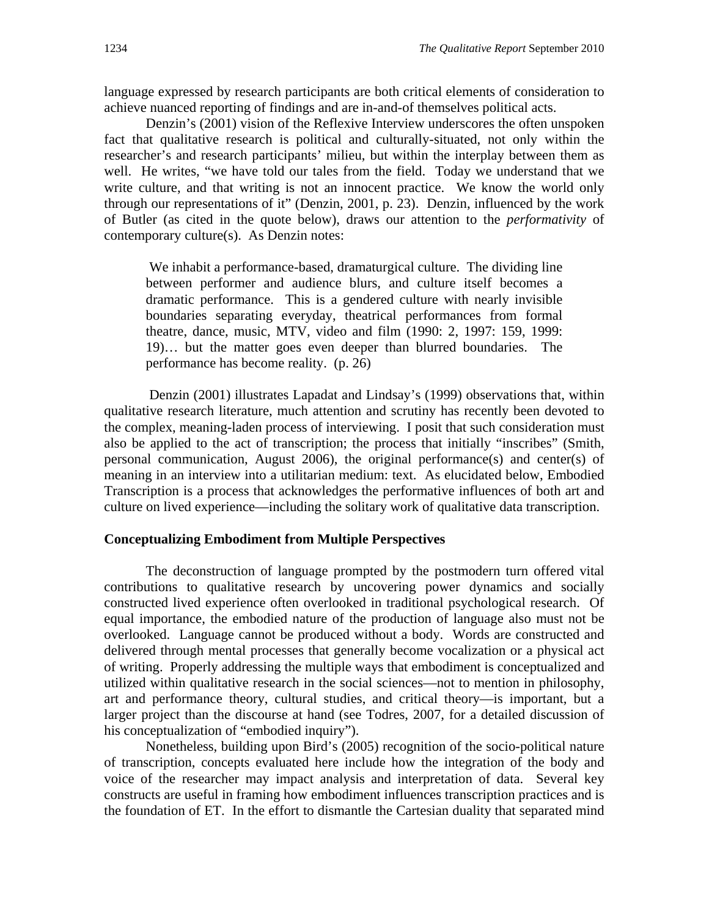language expressed by research participants are both critical elements of consideration to achieve nuanced reporting of findings and are in-and-of themselves political acts.

Denzin's (2001) vision of the Reflexive Interview underscores the often unspoken fact that qualitative research is political and culturally-situated, not only within the researcher's and research participants' milieu, but within the interplay between them as well. He writes, "we have told our tales from the field. Today we understand that we write culture, and that writing is not an innocent practice. We know the world only through our representations of it" (Denzin, 2001, p. 23). Denzin, influenced by the work of Butler (as cited in the quote below), draws our attention to the *performativity* of contemporary culture(s). As Denzin notes:

> We inhabit a performance-based, dramaturgical culture. The dividing line between performer and audience blurs, and culture itself becomes a dramatic performance. This is a gendered culture with nearly invisible boundaries separating everyday, theatrical performances from formal theatre, dance, music, MTV, video and film (1990: 2, 1997: 159, 1999: 19)… but the matter goes even deeper than blurred boundaries. The performance has become reality. (p. 26)

Denzin (2001) illustrates Lapadat and Lindsay's (1999) observations that, within qualitative research literature, much attention and scrutiny has recently been devoted to the complex, meaning-laden process of interviewing. I posit that such consideration must also be applied to the act of transcription; the process that initially "inscribes" (Smith, personal communication, August 2006), the original performance(s) and center(s) of meaning in an interview into a utilitarian medium: text. As elucidated below, Embodied Transcription is a process that acknowledges the performative influences of both art and culture on lived experience—including the solitary work of qualitative data transcription.

## Conceptualizing Embodiment from Multiple Perspectives

The deconstruction of language prompted by the postmodern turn offered vital contributions to qualitative research by uncovering power dynamics and socially constructed lived experience often overlooked in traditional psychological research. Of equal importance, the embodied nature of the production of language also must not be overlooked. Language cannot be produced without a body. Words are constructed and delivered through mental processes that generally become vocalization or a physical act of writing. Properly addressing the multiple ways that embodiment is conceptualized and utilized within qualitative research in the social sciences—not to mention in philosophy, art and performance theory, cultural studies, and critical theory—is important, but a larger project than the discourse at hand (see Todres, 2007, for a detailed discussion of his conceptualization of "embodied inquiry").

Nonetheless, building upon Bird's (2005) recognition of the socio-political nature of transcription, concepts evaluated here include how the integration of the body and voice of the researcher may impact analysis and interpretation of data. Several key constructs are useful in framing how embodiment influences transcription practices and is the foundation of ET. In the effort to dismantle the Cartesian duality that separated mind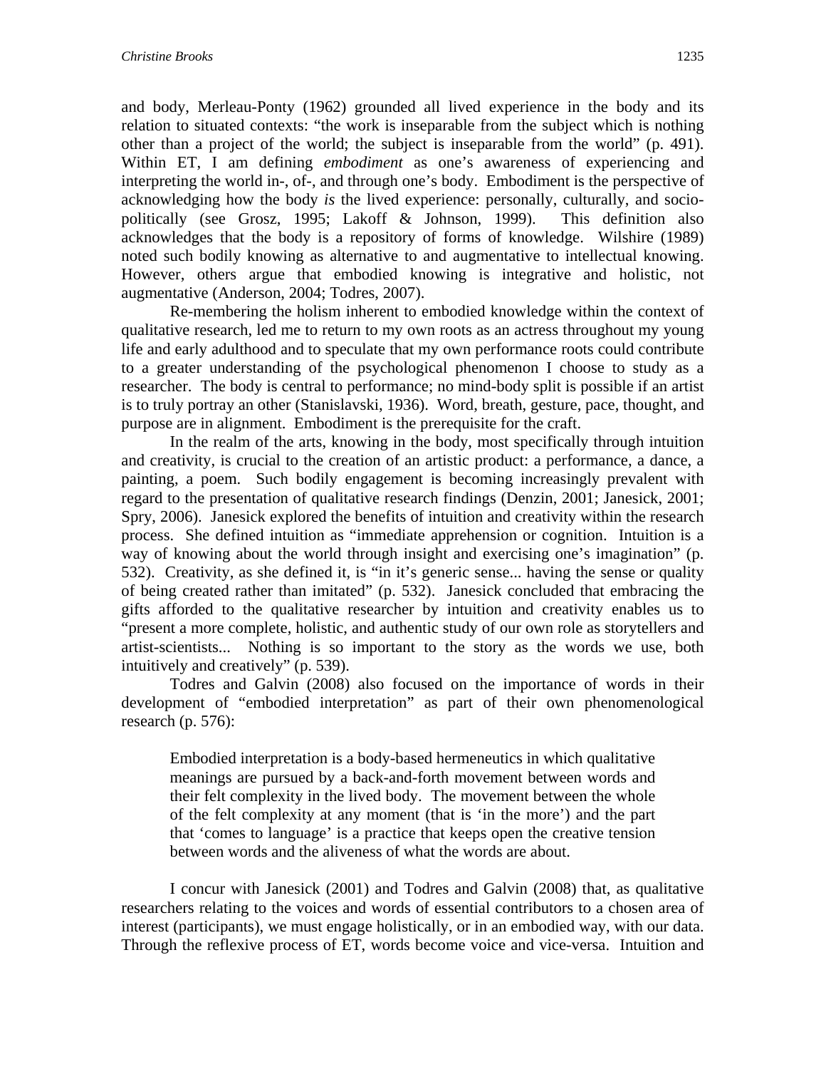and body, Merleau-Ponty (1962) grounded all lived experience in the body and its relation to situated contexts: "the work is inseparable from the subject which is nothing other than a project of the world; the subject is inseparable from the world" (p. 491). Within ET, I am defining *embodiment* as one's awareness of experiencing and interpreting the world in-, of-, and through one's body. Embodiment is the perspective of acknowledging how the body *is* the lived experience: personally, culturally, and socio-politically (see Grosz, 1995; Lakoff & Johnson, 1999). This definition also acknowledges that the body is a repository of forms of knowledge. Wilshire (1989) noted such bodily knowing as alternative to and augmentative to intellectual knowing. However, others argue that embodied knowing is integrative and holistic, not augmentative (Anderson, 2004; Todres, 2007).

Re-membering the holism inherent to embodied knowledge within the context of qualitative research, led me to return to my own roots as an actress throughout my young life and early adulthood and to speculate that my own performance roots could contribute to a greater understanding of the psychological phenomenon I choose to study as a researcher. The body is central to performance; no mind-body split is possible if an artist is to truly portray an other (Stanislavski, 1936). Word, breath, gesture, pace, thought, and purpose are in alignment. Embodiment is the prerequisite for the craft.

In the realm of the arts, knowing in the body, most specifically through intuition and creativity, is crucial to the creation of an artistic product: a performance, a dance, a painting, a poem. Such bodily engagement is becoming increasingly prevalent with regard to the presentation of qualitative research findings (Denzin, 2001; Janesick, 2001; Spry, 2006). Janesick explored the benefits of intuition and creativity within the research process. She defined intuition as "immediate apprehension or cognition. Intuition is a way of knowing about the world through insight and exercising one's imagination" (p. 532). Creativity, as she defined it, is "in it's generic sense... having the sense or quality of being created rather than imitated" (p. 532). Janesick concluded that embracing the gifts afforded to the qualitative researcher by intuition and creativity enables us to "present a more complete, holistic, and authentic study of our own role as storytellers and artist-scientists... Nothing is so important to the story as the words we use, both intuitively and creatively" (p. 539).

Todres and Galvin (2008) also focused on the importance of words in their development of "embodied interpretation" as part of their own phenomenological research (p. 576):

> Embodied interpretation is a body-based hermeneutics in which qualitative meanings are pursued by a back-and-forth movement between words and their felt complexity in the lived body. The movement between the whole of the felt complexity at any moment (that is 'in the more') and the part that 'comes to language' is a practice that keeps open the creative tension between words and the aliveness of what the words are about.

I concur with Janesick (2001) and Todres and Galvin (2008) that, as qualitative researchers relating to the voices and words of essential contributors to a chosen area of interest (participants), we must engage holistically, or in an embodied way, with our data. Through the reflexive process of ET, words become voice and vice-versa. Intuition and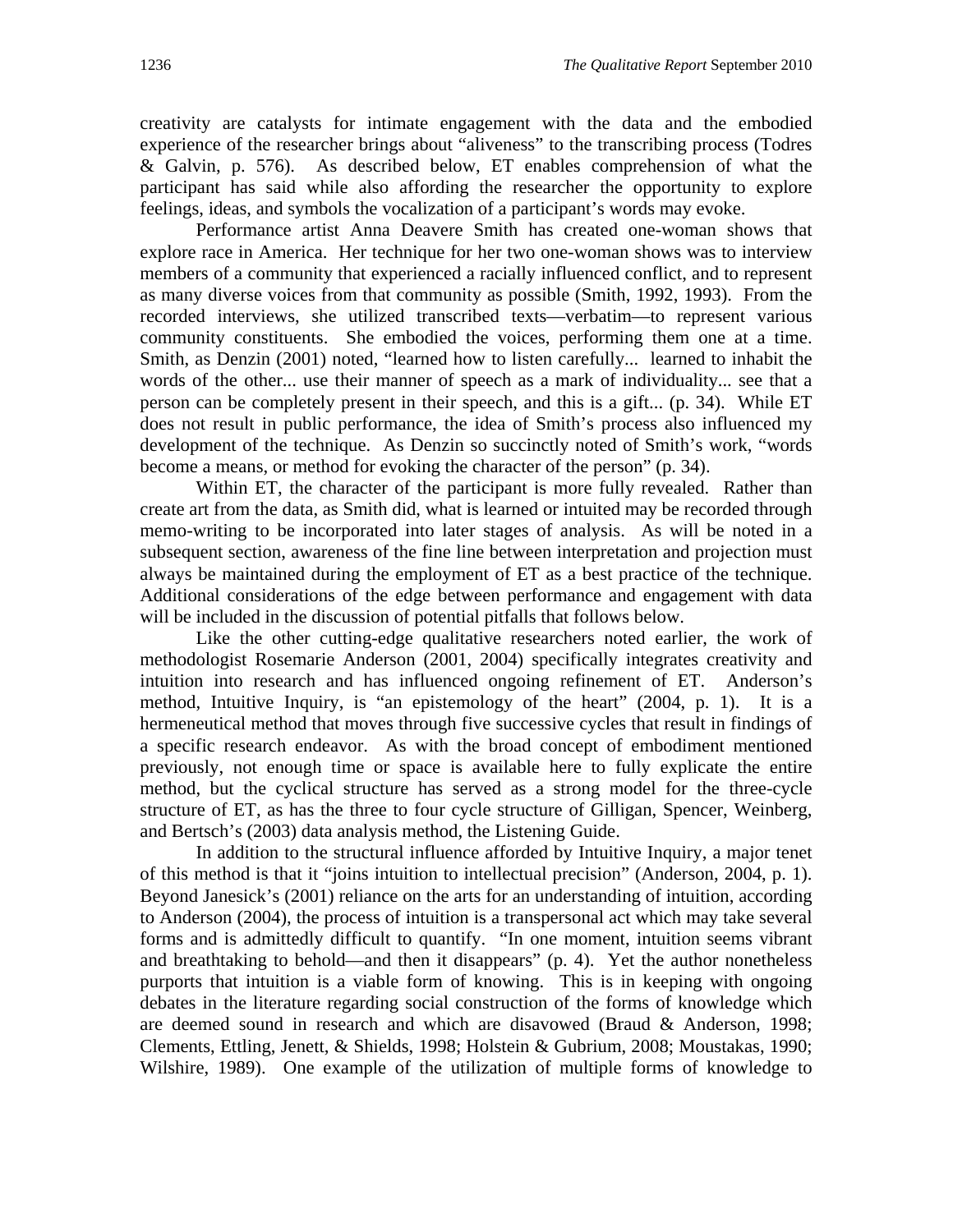creativity are catalysts for intimate engagement with the data and the embodied experience of the researcher brings about "aliveness" to the transcribing process (Todres & Galvin, p. 576). As described below, ET enables comprehension of what the participant has said while also affording the researcher the opportunity to explore feelings, ideas, and symbols the vocalization of a participant's words may evoke.

Performance artist Anna Deavere Smith has created one-woman shows that explore race in America. Her technique for her two one-woman shows was to interview members of a community that experienced a racially influenced conflict, and to represent as many diverse voices from that community as possible (Smith, 1992, 1993). From the recorded interviews, she utilized transcribed texts—verbatim—to represent various community constituents. She embodied the voices, performing them one at a time. Smith, as Denzin (2001) noted, "learned how to listen carefully... learned to inhabit the words of the other... use their manner of speech as a mark of individuality... see that a person can be completely present in their speech, and this is a gift... (p. 34). While ET does not result in public performance, the idea of Smith's process also influenced my development of the technique. As Denzin so succinctly noted of Smith's work, "words become a means, or method for evoking the character of the person" (p. 34).

Within ET, the character of the participant is more fully revealed. Rather than create art from the data, as Smith did, what is learned or intuited may be recorded through memo-writing to be incorporated into later stages of analysis. As will be noted in a subsequent section, awareness of the fine line between interpretation and projection must always be maintained during the employment of ET as a best practice of the technique. Additional considerations of the edge between performance and engagement with data will be included in the discussion of potential pitfalls that follows below.

Like the other cutting-edge qualitative researchers noted earlier, the work of methodologist Rosemarie Anderson (2001, 2004) specifically integrates creativity and intuition into research and has influenced ongoing refinement of ET. Anderson's method, Intuitive Inquiry, is "an epistemology of the heart" (2004, p. 1). It is a hermeneutical method that moves through five successive cycles that result in findings of a specific research endeavor. As with the broad concept of embodiment mentioned previously, not enough time or space is available here to fully explicate the entire method, but the cyclical structure has served as a strong model for the three-cycle structure of ET, as has the three to four cycle structure of Gilligan, Spencer, Weinberg, and Bertsch's (2003) data analysis method, the Listening Guide.

In addition to the structural influence afforded by Intuitive Inquiry, a major tenet of this method is that it "joins intuition to intellectual precision" (Anderson, 2004, p. 1). Beyond Janesick's (2001) reliance on the arts for an understanding of intuition, according to Anderson (2004), the process of intuition is a transpersonal act which may take several forms and is admittedly difficult to quantify. "In one moment, intuition seems vibrant and breathtaking to behold—and then it disappears" (p. 4). Yet the author nonetheless purports that intuition is a viable form of knowing. This is in keeping with ongoing debates in the literature regarding social construction of the forms of knowledge which are deemed sound in research and which are disavowed (Braud & Anderson, 1998; Clements, Ettling, Jenett, & Shields, 1998; Holstein & Gubrium, 2008; Moustakas, 1990; Wilshire, 1989). One example of the utilization of multiple forms of knowledge to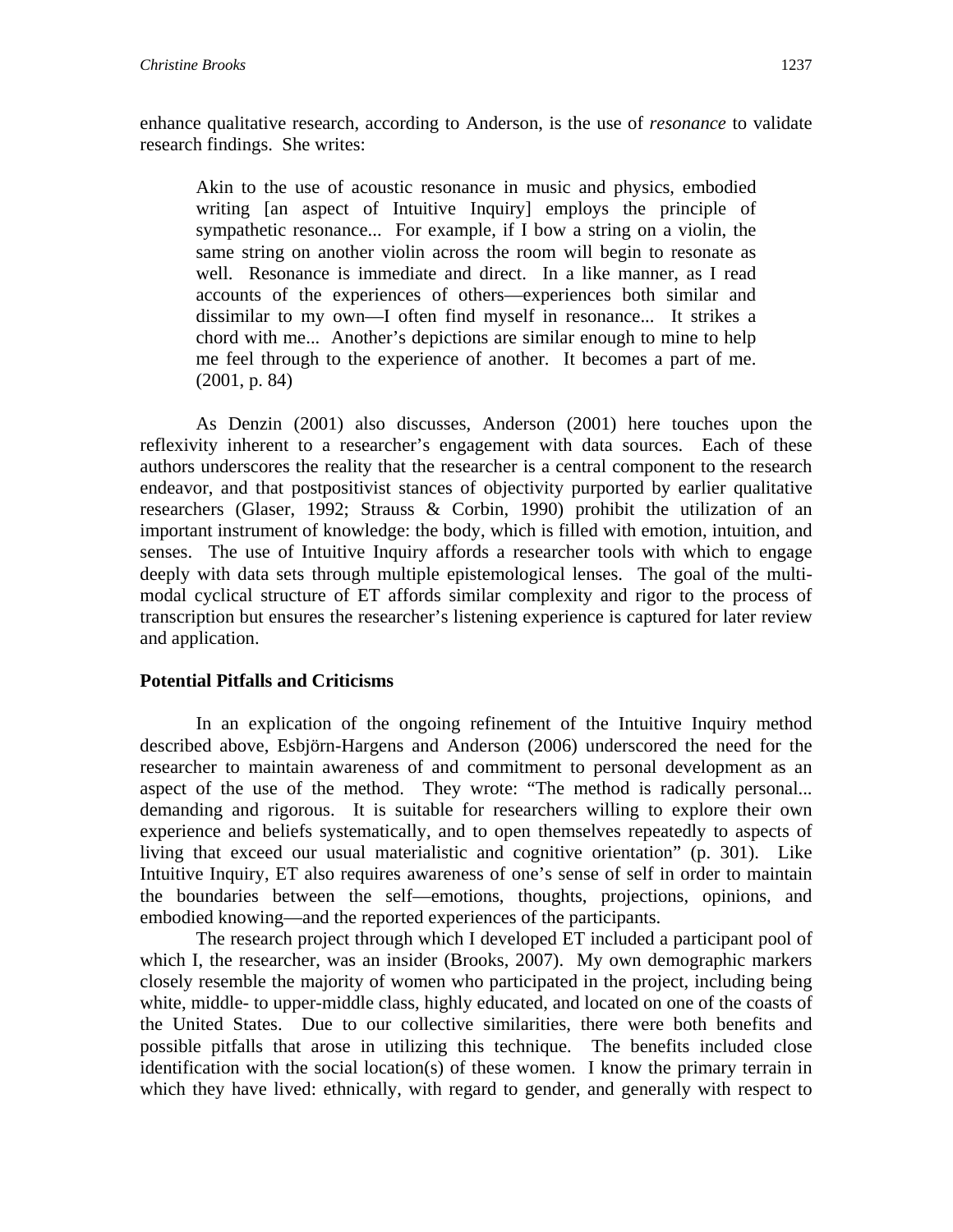enhance qualitative research, according to Anderson, is the use of *resonance* to validate research findings. She writes:

> Akin to the use of acoustic resonance in music and physics, embodied writing [an aspect of Intuitive Inquiry] employs the principle of sympathetic resonance... For example, if I bow a string on a violin, the same string on another violin across the room will begin to resonate as well. Resonance is immediate and direct. In a like manner, as I read accounts of the experiences of others—experiences both similar and dissimilar to my own—I often find myself in resonance... It strikes a chord with me... Another's depictions are similar enough to mine to help me feel through to the experience of another. It becomes a part of me. (2001, p. 84)

As Denzin (2001) also discusses, Anderson (2001) here touches upon the reflexivity inherent to a researcher's engagement with data sources. Each of these authors underscores the reality that the researcher is a central component to the research endeavor, and that postpositivist stances of objectivity purported by earlier qualitative researchers (Glaser, 1992; Strauss & Corbin, 1990) prohibit the utilization of an important instrument of knowledge: the body, which is filled with emotion, intuition, and senses. The use of Intuitive Inquiry affords a researcher tools with which to engage deeply with data sets through multiple epistemological lenses. The goal of the multi-modal cyclical structure of ET affords similar complexity and rigor to the process of transcription but ensures the researcher's listening experience is captured for later review and application.

## Potential Pitfalls and Criticisms

In an explication of the ongoing refinement of the Intuitive Inquiry method described above, Esbjörn-Hargens and Anderson (2006) underscored the need for the researcher to maintain awareness of and commitment to personal development as an aspect of the use of the method. They wrote: "The method is radically personal... demanding and rigorous. It is suitable for researchers willing to explore their own experience and beliefs systematically, and to open themselves repeatedly to aspects of living that exceed our usual materialistic and cognitive orientation" (p. 301). Like Intuitive Inquiry, ET also requires awareness of one's sense of self in order to maintain the boundaries between the self—emotions, thoughts, projections, opinions, and embodied knowing—and the reported experiences of the participants.

The research project through which I developed ET included a participant pool of which I, the researcher, was an insider (Brooks, 2007). My own demographic markers closely resemble the majority of women who participated in the project, including being white, middle- to upper-middle class, highly educated, and located on one of the coasts of the United States. Due to our collective similarities, there were both benefits and possible pitfalls that arose in utilizing this technique. The benefits included close identification with the social location(s) of these women. I know the primary terrain in which they have lived: ethnically, with regard to gender, and generally with respect to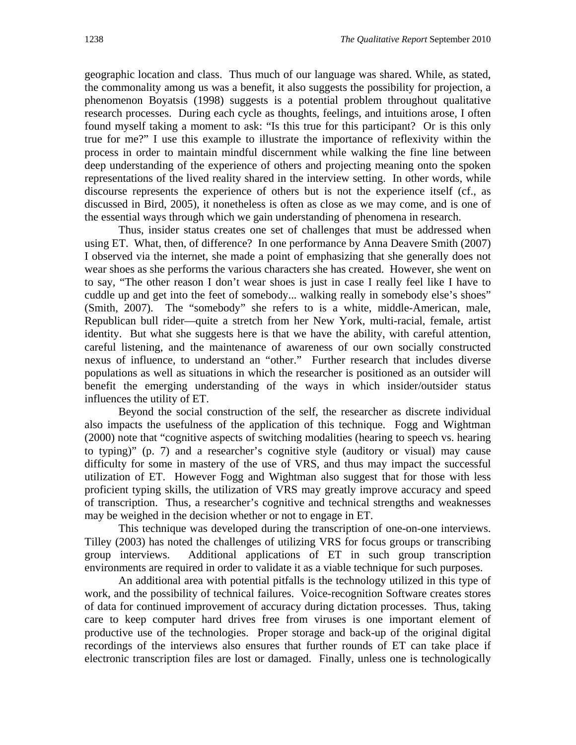geographic location and class. Thus much of our language was shared. While, as stated, the commonality among us was a benefit, it also suggests the possibility for projection, a phenomenon Boyatsis (1998) suggests is a potential problem throughout qualitative research processes. During each cycle as thoughts, feelings, and intuitions arose, I often found myself taking a moment to ask: "Is this true for this participant? Or is this only true for me?" I use this example to illustrate the importance of reflexivity within the process in order to maintain mindful discernment while walking the fine line between deep understanding of the experience of others and projecting meaning onto the spoken representations of the lived reality shared in the interview setting. In other words, while discourse represents the experience of others but is not the experience itself (cf., as discussed in Bird, 2005), it nonetheless is often as close as we may come, and is one of the essential ways through which we gain understanding of phenomena in research.

Thus, insider status creates one set of challenges that must be addressed when using ET. What, then, of difference? In one performance by Anna Deavere Smith (2007) I observed via the internet, she made a point of emphasizing that she generally does not wear shoes as she performs the various characters she has created. However, she went on to say, "The other reason I don't wear shoes is just in case I really feel like I have to cuddle up and get into the feet of somebody... walking really in somebody else's shoes" (Smith, 2007). The "somebody" she refers to is a white, middle-American, male, Republican bull rider—quite a stretch from her New York, multi-racial, female, artist identity. But what she suggests here is that we have the ability, with careful attention, careful listening, and the maintenance of awareness of our own socially constructed nexus of influence, to understand an "other." Further research that includes diverse populations as well as situations in which the researcher is positioned as an outsider will benefit the emerging understanding of the ways in which insider/outsider status influences the utility of ET.

Beyond the social construction of the self, the researcher as discrete individual also impacts the usefulness of the application of this technique. Fogg and Wightman (2000) note that "cognitive aspects of switching modalities (hearing to speech vs. hearing to typing)" (p. 7) and a researcher's cognitive style (auditory or visual) may cause difficulty for some in mastery of the use of VRS, and thus may impact the successful utilization of ET. However Fogg and Wightman also suggest that for those with less proficient typing skills, the utilization of VRS may greatly improve accuracy and speed of transcription. Thus, a researcher's cognitive and technical strengths and weaknesses may be weighed in the decision whether or not to engage in ET.

This technique was developed during the transcription of one-on-one interviews. Tilley (2003) has noted the challenges of utilizing VRS for focus groups or transcribing group interviews. Additional applications of ET in such group transcription environments are required in order to validate it as a viable technique for such purposes.

An additional area with potential pitfalls is the technology utilized in this type of work, and the possibility of technical failures. Voice-recognition Software creates stores of data for continued improvement of accuracy during dictation processes. Thus, taking care to keep computer hard drives free from viruses is one important element of productive use of the technologies. Proper storage and back-up of the original digital recordings of the interviews also ensures that further rounds of ET can take place if electronic transcription files are lost or damaged. Finally, unless one is technologically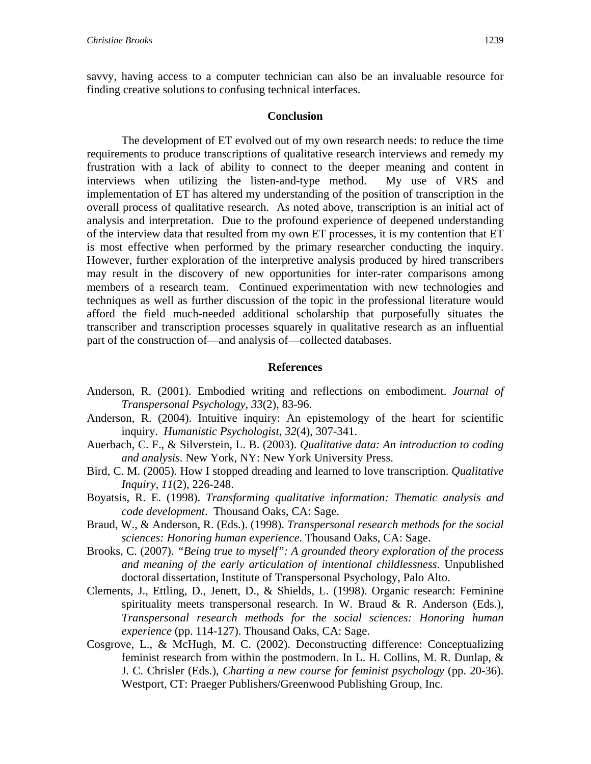savvy, having access to a computer technician can also be an invaluable resource for finding creative solutions to confusing technical interfaces.

## Conclusion

The development of ET evolved out of my own research needs: to reduce the time requirements to produce transcriptions of qualitative research interviews and remedy my frustration with a lack of ability to connect to the deeper meaning and content in interviews when utilizing the listen-and-type method. My use of VRS and implementation of ET has altered my understanding of the position of transcription in the overall process of qualitative research. As noted above, transcription is an initial act of analysis and interpretation. Due to the profound experience of deepened understanding of the interview data that resulted from my own ET processes, it is my contention that ET is most effective when performed by the primary researcher conducting the inquiry. However, further exploration of the interpretive analysis produced by hired transcribers may result in the discovery of new opportunities for inter-rater comparisons among members of a research team. Continued experimentation with new technologies and techniques as well as further discussion of the topic in the professional literature would afford the field much-needed additional scholarship that purposefully situates the transcriber and transcription processes squarely in qualitative research as an influential part of the construction of—and analysis of—collected databases.

## References

Anderson, R. (2001). Embodied writing and reflections on embodiment. *Journal of Transpersonal Psychology, 33*(2), 83-96.

Anderson, R. (2004). Intuitive inquiry: An epistemology of the heart for scientific inquiry. *Humanistic Psychologist, 32*(4), 307-341.

Auerbach, C. F., & Silverstein, L. B. (2003). *Qualitative data: An introduction to coding and analysis*. New York, NY: New York University Press.

Bird, C. M. (2005). How I stopped dreading and learned to love transcription. *Qualitative Inquiry, 11*(2), 226-248.

Boyatsis, R. E. (1998). *Transforming qualitative information: Thematic analysis and code development*. Thousand Oaks, CA: Sage.

Braud, W., & Anderson, R. (Eds.). (1998). *Transpersonal research methods for the social sciences: Honoring human experience*. Thousand Oaks, CA: Sage.

Brooks, C. (2007). *"Being true to myself": A grounded theory exploration of the process and meaning of the early articulation of intentional childlessness*. Unpublished doctoral dissertation, Institute of Transpersonal Psychology, Palo Alto.

Clements, J., Ettling, D., Jenett, D., & Shields, L. (1998). Organic research: Feminine spirituality meets transpersonal research. In W. Braud & R. Anderson (Eds.), *Transpersonal research methods for the social sciences: Honoring human experience* (pp. 114-127). Thousand Oaks, CA: Sage.

Cosgrove, L., & McHugh, M. C. (2002). Deconstructing difference: Conceptualizing feminist research from within the postmodern. In L. H. Collins, M. R. Dunlap, & J. C. Chrisler (Eds.), *Charting a new course for feminist psychology* (pp. 20-36). Westport, CT: Praeger Publishers/Greenwood Publishing Group, Inc.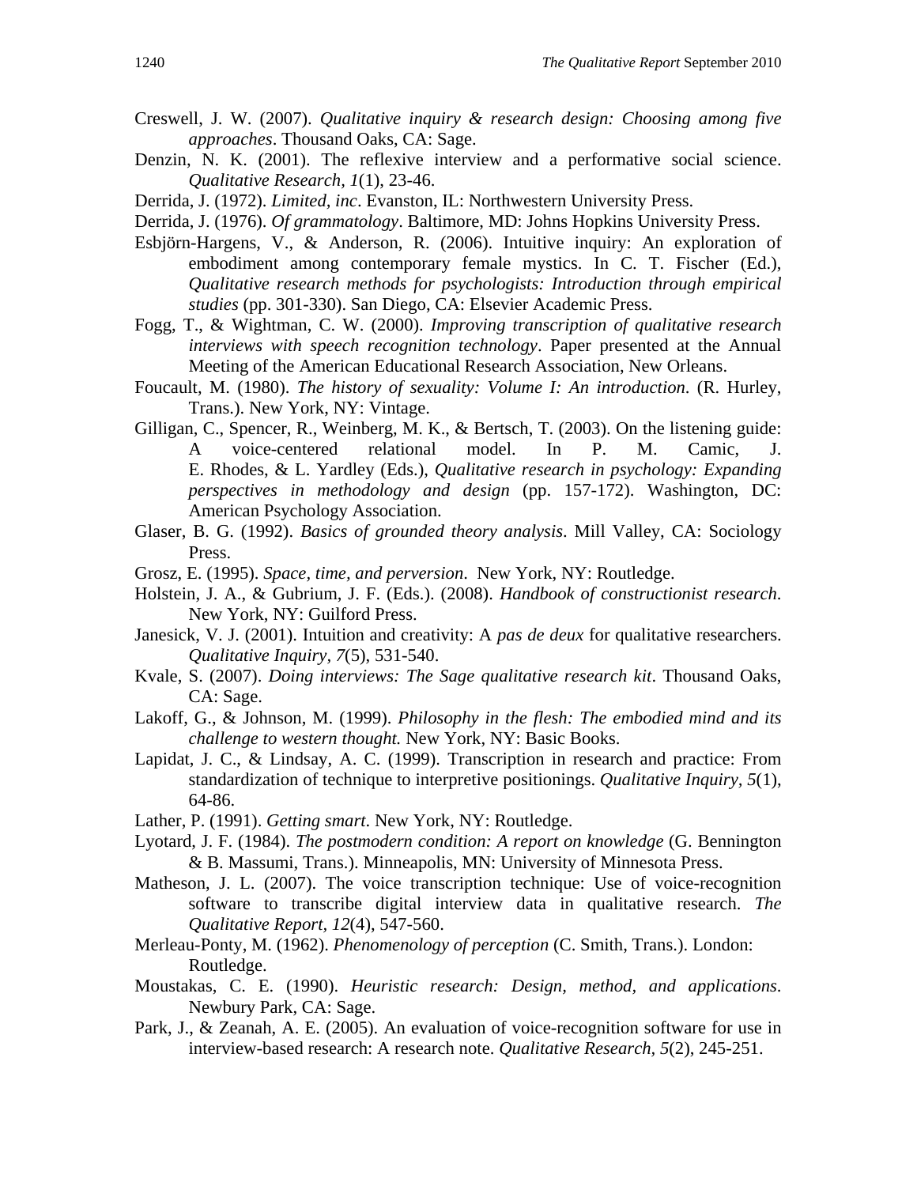Creswell, J. W. (2007). *Qualitative inquiry & research design: Choosing among five approaches*. Thousand Oaks, CA: Sage.

Denzin, N. K. (2001). The reflexive interview and a performative social science. *Qualitative Research, 1*(1), 23-46.

Derrida, J. (1972). *Limited, inc*. Evanston, IL: Northwestern University Press.

Derrida, J. (1976). *Of grammatology*. Baltimore, MD: Johns Hopkins University Press.

Esbjörn-Hargens, V., & Anderson, R. (2006). Intuitive inquiry: An exploration of embodiment among contemporary female mystics. In C. T. Fischer (Ed.), *Qualitative research methods for psychologists: Introduction through empirical studies* (pp. 301-330). San Diego, CA: Elsevier Academic Press.

Fogg, T., & Wightman, C. W. (2000). *Improving transcription of qualitative research interviews with speech recognition technology*. Paper presented at the Annual Meeting of the American Educational Research Association, New Orleans.

Foucault, M. (1980). *The history of sexuality: Volume I: An introduction*. (R. Hurley, Trans.). New York, NY: Vintage.

Gilligan, C., Spencer, R., Weinberg, M. K., & Bertsch, T. (2003). On the listening guide: A voice-centered relational model. In P. M. Camic, J. E. Rhodes, & L. Yardley (Eds.), *Qualitative research in psychology: Expanding perspectives in methodology and design* (pp. 157-172). Washington, DC: American Psychology Association.

Glaser, B. G. (1992). *Basics of grounded theory analysis*. Mill Valley, CA: Sociology Press.

Grosz, E. (1995). *Space, time, and perversion*. New York, NY: Routledge.

Holstein, J. A., & Gubrium, J. F. (Eds.). (2008). *Handbook of constructionist research*. New York, NY: Guilford Press.

Janesick, V. J. (2001). Intuition and creativity: A *pas de deux* for qualitative researchers. *Qualitative Inquiry, 7*(5), 531-540.

Kvale, S. (2007). *Doing interviews: The Sage qualitative research kit*. Thousand Oaks, CA: Sage.

Lakoff, G., & Johnson, M. (1999). *Philosophy in the flesh: The embodied mind and its challenge to western thought.* New York, NY: Basic Books.

Lapidat, J. C., & Lindsay, A. C. (1999). Transcription in research and practice: From standardization of technique to interpretive positionings. *Qualitative Inquiry, 5*(1), 64-86.

Lather, P. (1991). *Getting smart*. New York, NY: Routledge.

Lyotard, J. F. (1984). *The postmodern condition: A report on knowledge* (G. Bennington & B. Massumi, Trans.). Minneapolis, MN: University of Minnesota Press.

Matheson, J. L. (2007). The voice transcription technique: Use of voice-recognition software to transcribe digital interview data in qualitative research. *The Qualitative Report, 12*(4), 547-560.

Merleau-Ponty, M. (1962). *Phenomenology of perception* (C. Smith, Trans.). London: Routledge.

Moustakas, C. E. (1990). *Heuristic research: Design, method, and applications*. Newbury Park, CA: Sage.

Park, J., & Zeanah, A. E. (2005). An evaluation of voice-recognition software for use in interview-based research: A research note. *Qualitative Research, 5*(2), 245-251.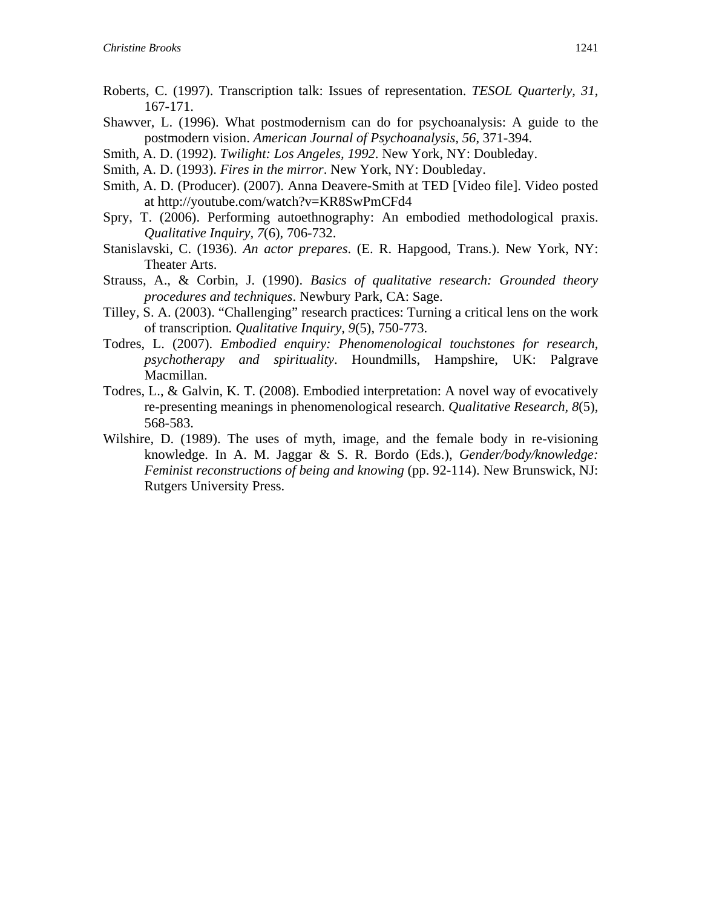Roberts, C. (1997). Transcription talk: Issues of representation. *TESOL Quarterly, 31*, 167-171.

Shawver, L. (1996). What postmodernism can do for psychoanalysis: A guide to the postmodern vision. *American Journal of Psychoanalysis, 56*, 371-394.

Smith, A. D. (1992). *Twilight: Los Angeles, 1992*. New York, NY: Doubleday.

Smith, A. D. (1993). *Fires in the mirror*. New York, NY: Doubleday.

Smith, A. D. (Producer). (2007). Anna Deavere-Smith at TED [Video file]. Video posted at http://youtube.com/watch?v=KR8SwPmCFd4

Spry, T. (2006). Performing autoethnography: An embodied methodological praxis. *Qualitative Inquiry, 7*(6), 706-732.

Stanislavski, C. (1936). *An actor prepares*. (E. R. Hapgood, Trans.). New York, NY: Theater Arts.

Strauss, A., & Corbin, J. (1990). *Basics of qualitative research: Grounded theory procedures and techniques*. Newbury Park, CA: Sage.

Tilley, S. A. (2003). "Challenging" research practices: Turning a critical lens on the work of transcription. *Qualitative Inquiry, 9*(5), 750-773.

Todres, L. (2007). *Embodied enquiry: Phenomenological touchstones for research, psychotherapy and spirituality*. Houndmills, Hampshire, UK: Palgrave Macmillan.

Todres, L., & Galvin, K. T. (2008). Embodied interpretation: A novel way of evocatively re-presenting meanings in phenomenological research. *Qualitative Research, 8*(5), 568-583.

Wilshire, D. (1989). The uses of myth, image, and the female body in re-visioning knowledge. In A. M. Jaggar & S. R. Bordo (Eds.), *Gender/body/knowledge: Feminist reconstructions of being and knowing* (pp. 92-114). New Brunswick, NJ: Rutgers University Press.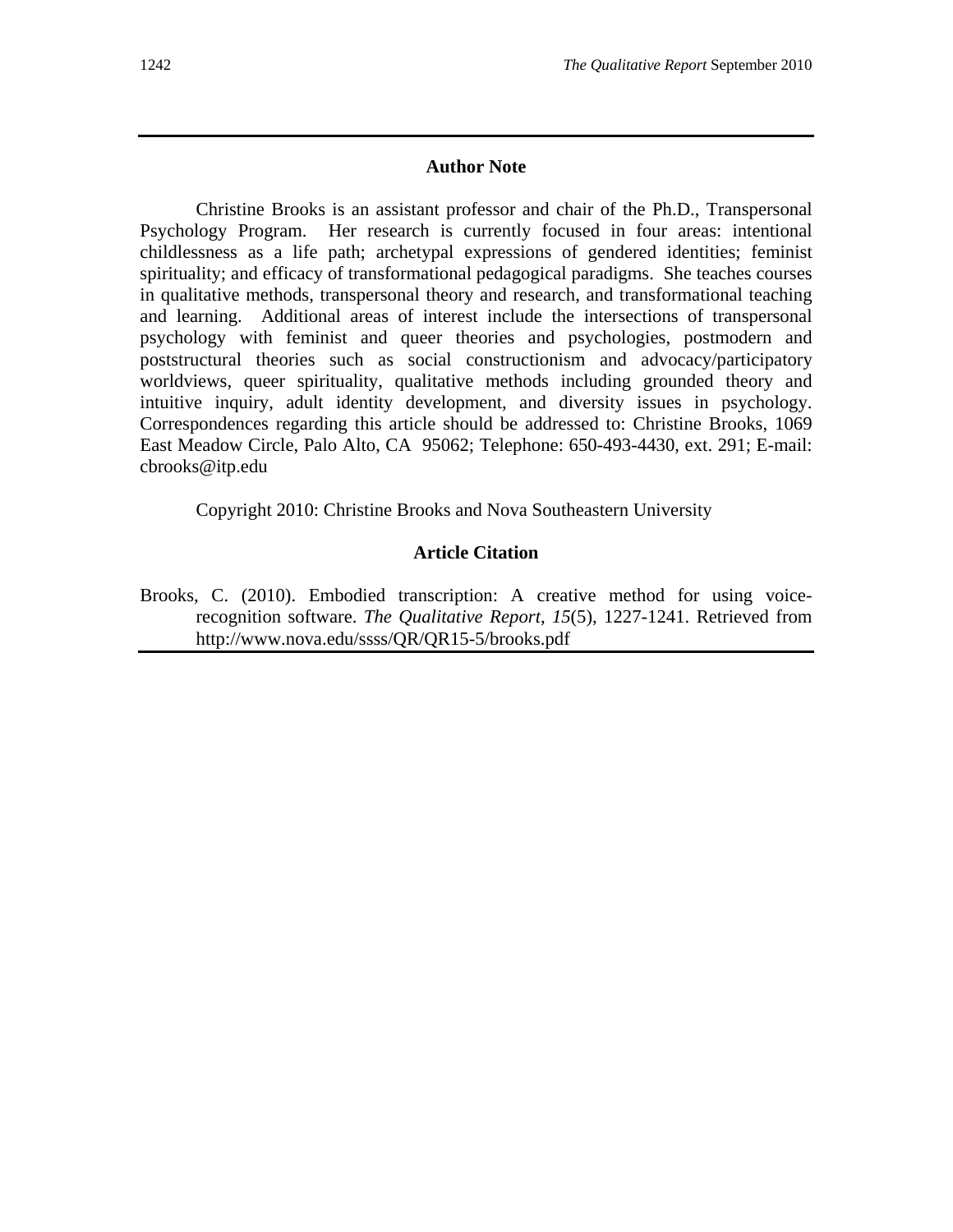## Author Note

Christine Brooks is an assistant professor and chair of the Ph.D., Transpersonal Psychology Program. Her research is currently focused in four areas: intentional childlessness as a life path; archetypal expressions of gendered identities; feminist spirituality; and efficacy of transformational pedagogical paradigms. She teaches courses in qualitative methods, transpersonal theory and research, and transformational teaching and learning. Additional areas of interest include the intersections of transpersonal psychology with feminist and queer theories and psychologies, postmodern and poststructural theories such as social constructionism and advocacy/participatory worldviews, queer spirituality, qualitative methods including grounded theory and intuitive inquiry, adult identity development, and diversity issues in psychology. Correspondences regarding this article should be addressed to: Christine Brooks, 1069 East Meadow Circle, Palo Alto, CA 95062; Telephone: 650-493-4430, ext. 291; E-mail: cbrooks@itp.edu

Copyright 2010: Christine Brooks and Nova Southeastern University

## Article Citation

Brooks, C. (2010). Embodied transcription: A creative method for using voice-recognition software. *The Qualitative Report*, *15*(5), 1227-1241. Retrieved from http://www.nova.edu/ssss/QR/QR15-5/brooks.pdf